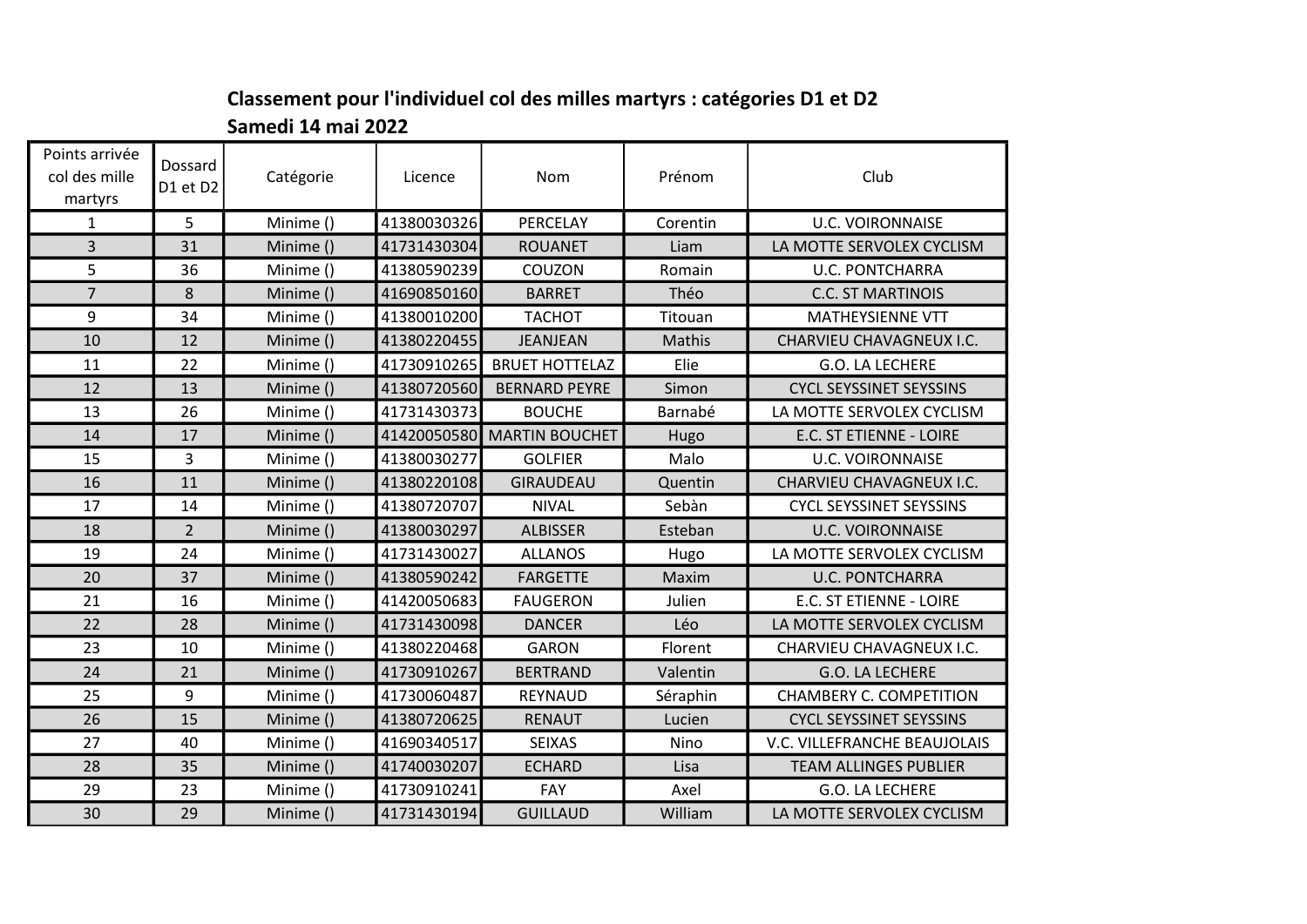## Classement pour l'individuel col des milles martyrs : catégories D1 et D2
## Samedi 14 mai 2022

| Points arrivée col des mille martyrs | Dossard D1 et D2 | Catégorie | Licence | Nom | Prénom | Club |
|---|---|---|---|---|---|---|
| 1 | 5 | Minime () | 41380030326 | PERCELAY | Corentin | U.C. VOIRONNAISE |
| 3 | 31 | Minime () | 41731430304 | ROUANET | Liam | LA MOTTE SERVOLEX CYCLISM |
| 5 | 36 | Minime () | 41380590239 | COUZON | Romain | U.C. PONTCHARRA |
| 7 | 8 | Minime () | 41690850160 | BARRET | Théo | C.C. ST MARTINOIS |
| 9 | 34 | Minime () | 41380010200 | TACHOT | Titouan | MATHEYSIENNE VTT |
| 10 | 12 | Minime () | 41380220455 | JEANJEAN | Mathis | CHARVIEU CHAVAGNEUX I.C. |
| 11 | 22 | Minime () | 41730910265 | BRUET HOTTELAZ | Elie | G.O. LA LECHERE |
| 12 | 13 | Minime () | 41380720560 | BERNARD PEYRE | Simon | CYCL SEYSSINET SEYSSINS |
| 13 | 26 | Minime () | 41731430373 | BOUCHE | Barnabé | LA MOTTE SERVOLEX CYCLISM |
| 14 | 17 | Minime () | 41420050580 | MARTIN BOUCHET | Hugo | E.C. ST ETIENNE - LOIRE |
| 15 | 3 | Minime () | 41380030277 | GOLFIER | Malo | U.C. VOIRONNAISE |
| 16 | 11 | Minime () | 41380220108 | GIRAUDEAU | Quentin | CHARVIEU CHAVAGNEUX I.C. |
| 17 | 14 | Minime () | 41380720707 | NIVAL | Sebàn | CYCL SEYSSINET SEYSSINS |
| 18 | 2 | Minime () | 41380030297 | ALBISSER | Esteban | U.C. VOIRONNAISE |
| 19 | 24 | Minime () | 41731430027 | ALLANOS | Hugo | LA MOTTE SERVOLEX CYCLISM |
| 20 | 37 | Minime () | 41380590242 | FARGETTE | Maxim | U.C. PONTCHARRA |
| 21 | 16 | Minime () | 41420050683 | FAUGERON | Julien | E.C. ST ETIENNE - LOIRE |
| 22 | 28 | Minime () | 41731430098 | DANCER | Léo | LA MOTTE SERVOLEX CYCLISM |
| 23 | 10 | Minime () | 41380220468 | GARON | Florent | CHARVIEU CHAVAGNEUX I.C. |
| 24 | 21 | Minime () | 41730910267 | BERTRAND | Valentin | G.O. LA LECHERE |
| 25 | 9 | Minime () | 41730060487 | REYNAUD | Séraphin | CHAMBERY C. COMPETITION |
| 26 | 15 | Minime () | 41380720625 | RENAUT | Lucien | CYCL SEYSSINET SEYSSINS |
| 27 | 40 | Minime () | 41690340517 | SEIXAS | Nino | V.C. VILLEFRANCHE BEAUJOLAIS |
| 28 | 35 | Minime () | 41740030207 | ECHARD | Lisa | TEAM ALLINGES PUBLIER |
| 29 | 23 | Minime () | 41730910241 | FAY | Axel | G.O. LA LECHERE |
| 30 | 29 | Minime () | 41731430194 | GUILLAUD | William | LA MOTTE SERVOLEX CYCLISM |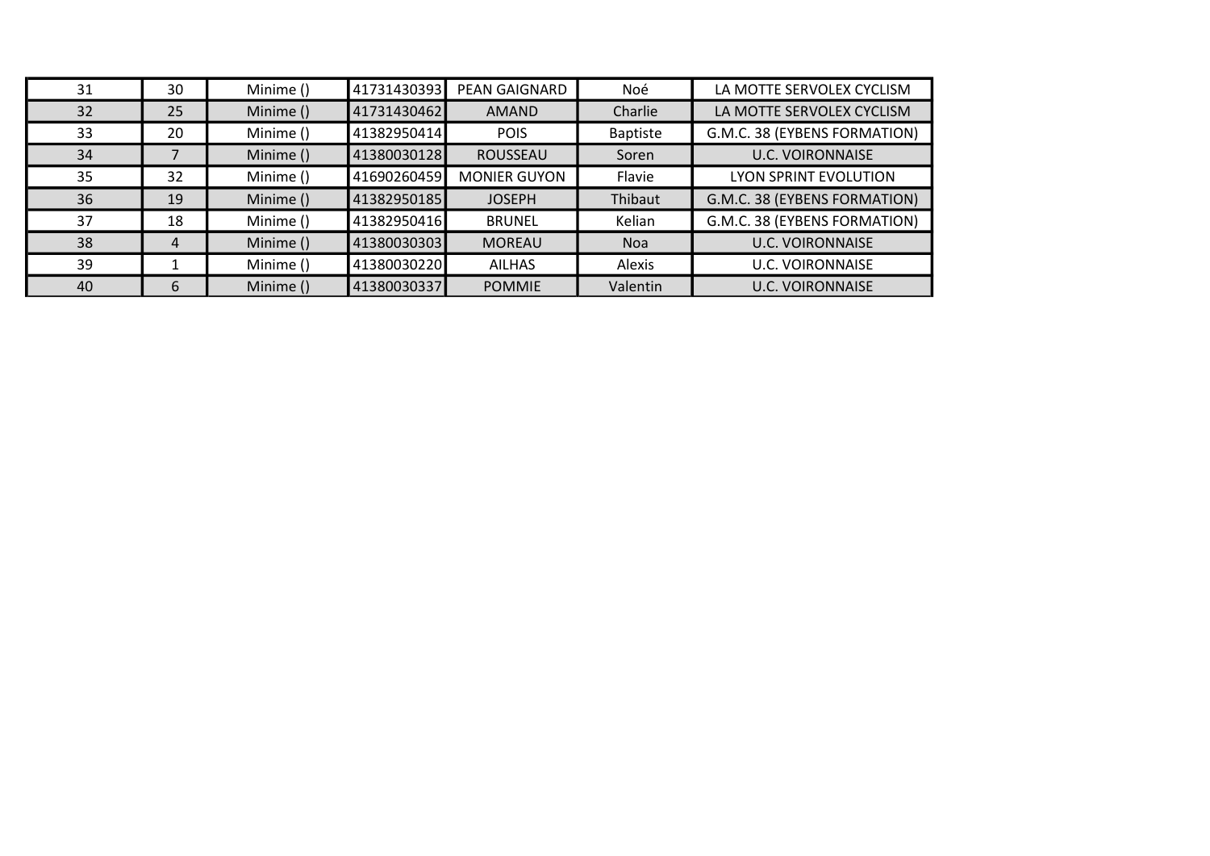| | | | | | | |
|---|---|---|---|---|---|---|
| 31 | 30 | Minime () | 41731430393 | PEAN GAIGNARD | Noé | LA MOTTE SERVOLEX CYCLISM |
| 32 | 25 | Minime () | 41731430462 | AMAND | Charlie | LA MOTTE SERVOLEX CYCLISM |
| 33 | 20 | Minime () | 41382950414 | POIS | Baptiste | G.M.C. 38 (EYBENS FORMATION) |
| 34 | 7 | Minime () | 41380030128 | ROUSSEAU | Soren | U.C. VOIRONNAISE |
| 35 | 32 | Minime () | 41690260459 | MONIER GUYON | Flavie | LYON SPRINT EVOLUTION |
| 36 | 19 | Minime () | 41382950185 | JOSEPH | Thibaut | G.M.C. 38 (EYBENS FORMATION) |
| 37 | 18 | Minime () | 41382950416 | BRUNEL | Kelian | G.M.C. 38 (EYBENS FORMATION) |
| 38 | 4 | Minime () | 41380030303 | MOREAU | Noa | U.C. VOIRONNAISE |
| 39 | 1 | Minime () | 41380030220 | AILHAS | Alexis | U.C. VOIRONNAISE |
| 40 | 6 | Minime () | 41380030337 | POMMIE | Valentin | U.C. VOIRONNAISE |